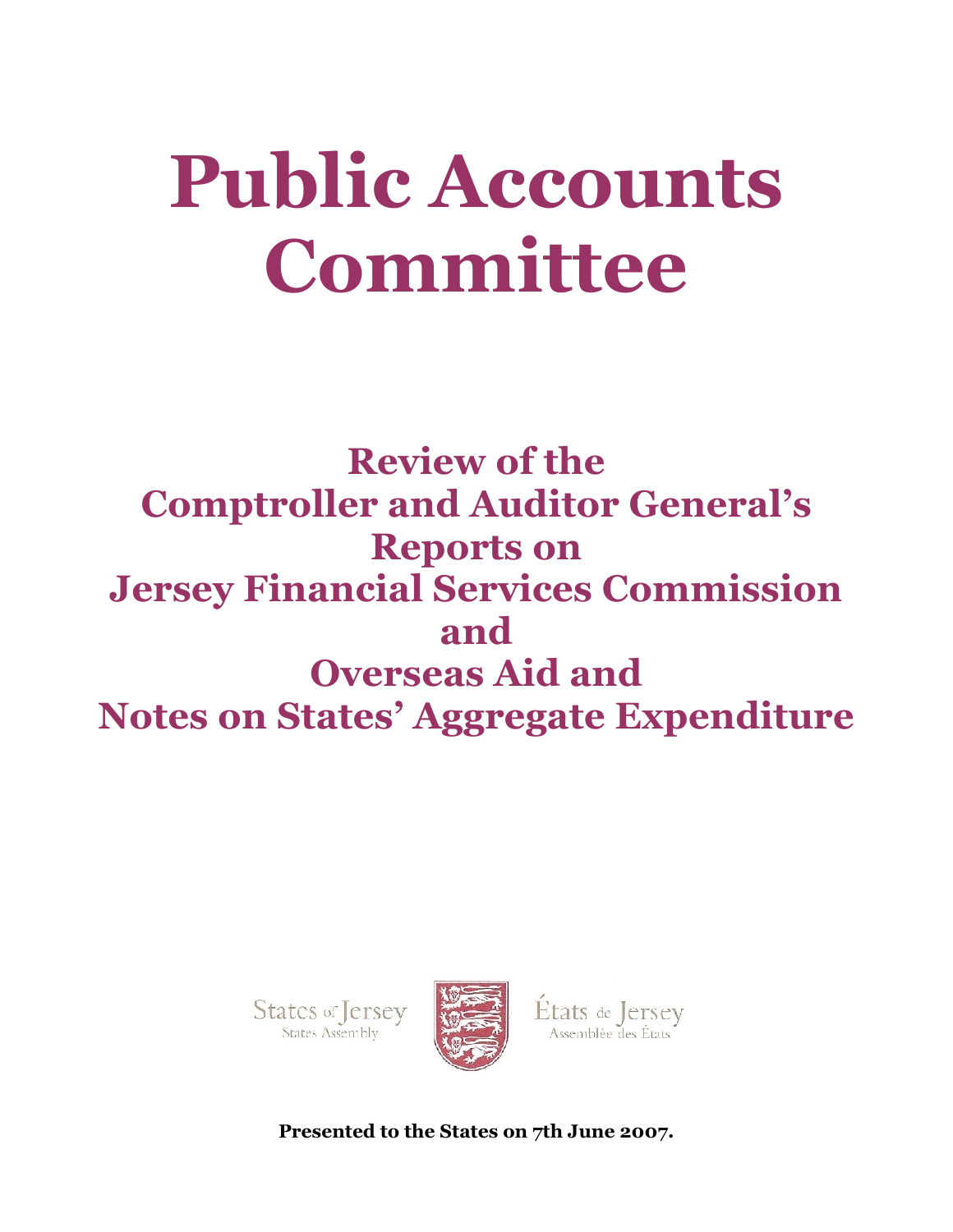# Public Accounts Committee

## Review of the Comptroller and Auditor General's Reports on Jersey Financial Services Commission and Overseas Aid and Notes on States' Aggregate Expenditure

States of Jersey
States Assembly

États de Jersey
Assemblée des États

**Presented to the States on 7th June 2007.**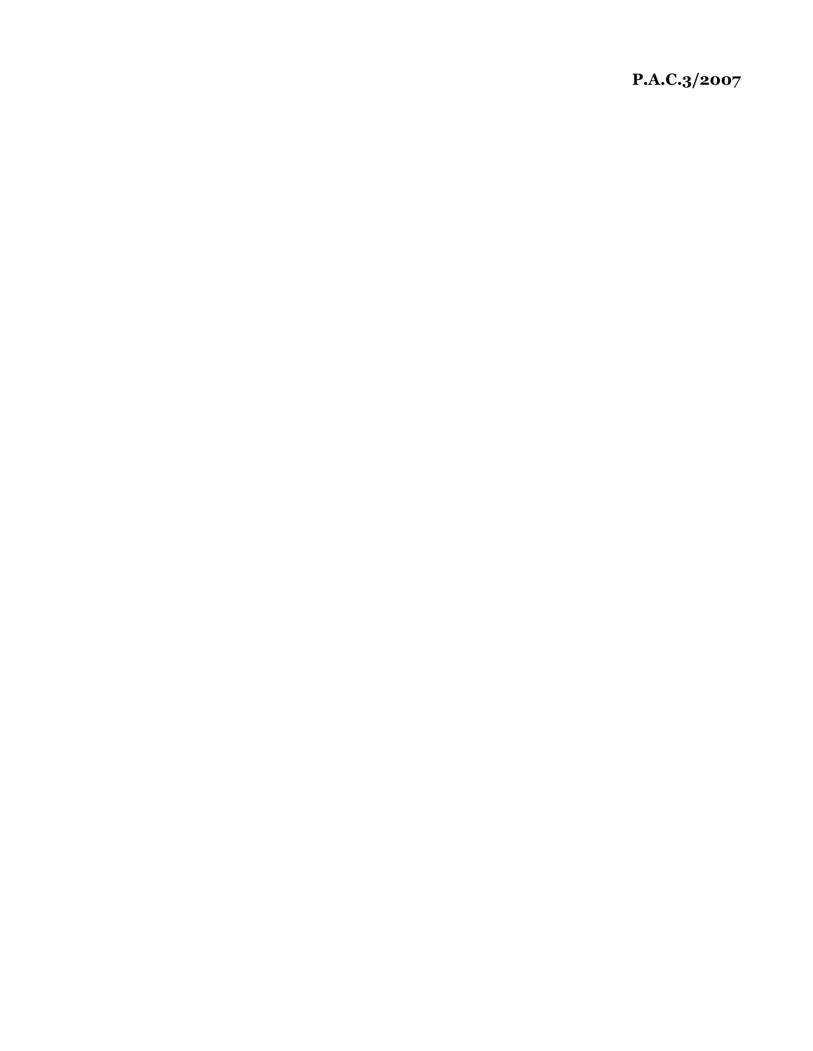**P.A.C.3/2007**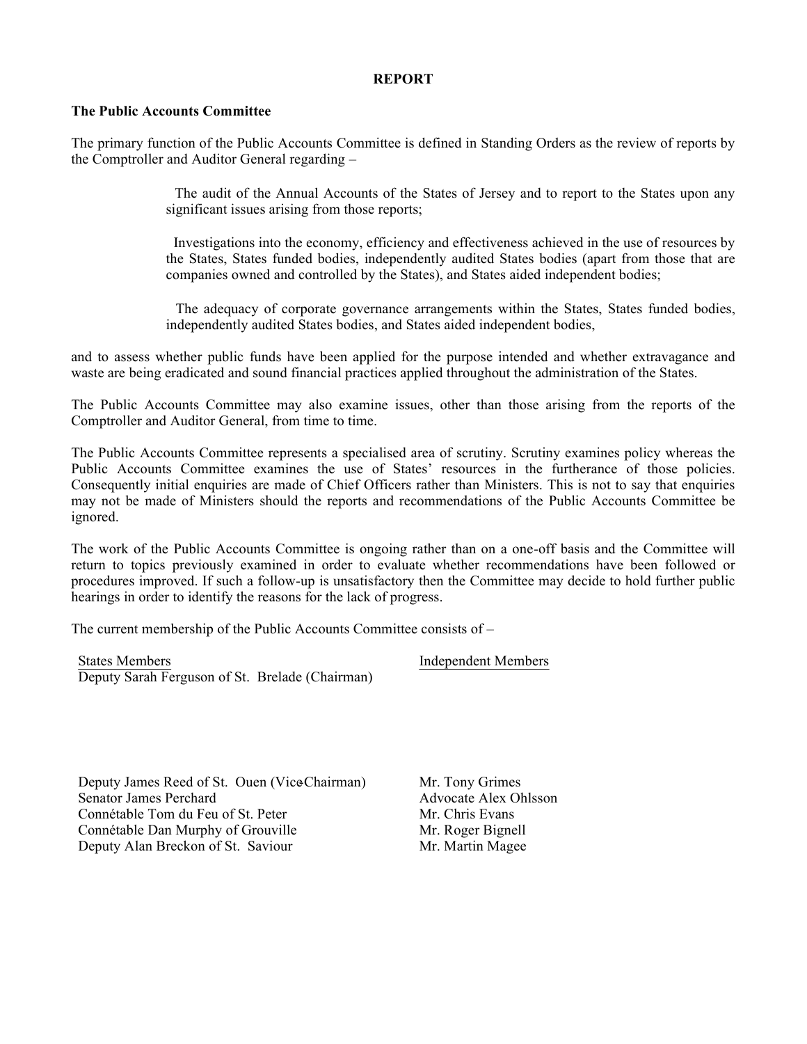**REPORT**

**The Public Accounts Committee**

The primary function of the Public Accounts Committee is defined in Standing Orders as the review of reports by the Comptroller and Auditor General regarding –

> The audit of the Annual Accounts of the States of Jersey and to report to the States upon any significant issues arising from those reports;
>
> Investigations into the economy, efficiency and effectiveness achieved in the use of resources by the States, States funded bodies, independently audited States bodies (apart from those that are companies owned and controlled by the States), and States aided independent bodies;
>
> The adequacy of corporate governance arrangements within the States, States funded bodies, independently audited States bodies, and States aided independent bodies,

and to assess whether public funds have been applied for the purpose intended and whether extravagance and waste are being eradicated and sound financial practices applied throughout the administration of the States.

The Public Accounts Committee may also examine issues, other than those arising from the reports of the Comptroller and Auditor General, from time to time.

The Public Accounts Committee represents a specialised area of scrutiny. Scrutiny examines policy whereas the Public Accounts Committee examines the use of States' resources in the furtherance of those policies. Consequently initial enquiries are made of Chief Officers rather than Ministers. This is not to say that enquiries may not be made of Ministers should the reports and recommendations of the Public Accounts Committee be ignored.

The work of the Public Accounts Committee is ongoing rather than on a one-off basis and the Committee will return to topics previously examined in order to evaluate whether recommendations have been followed or procedures improved. If such a follow-up is unsatisfactory then the Committee may decide to hold further public hearings in order to identify the reasons for the lack of progress.

The current membership of the Public Accounts Committee consists of –

| States Members | Independent Members |
|---|---|
| Deputy Sarah Ferguson of St. Brelade (Chairman) | |
| Deputy James Reed of St. Ouen (Vice-Chairman) | Mr. Tony Grimes |
| Senator James Perchard | Advocate Alex Ohlsson |
| Connétable Tom du Feu of St. Peter | Mr. Chris Evans |
| Connétable Dan Murphy of Grouville | Mr. Roger Bignell |
| Deputy Alan Breckon of St. Saviour | Mr. Martin Magee |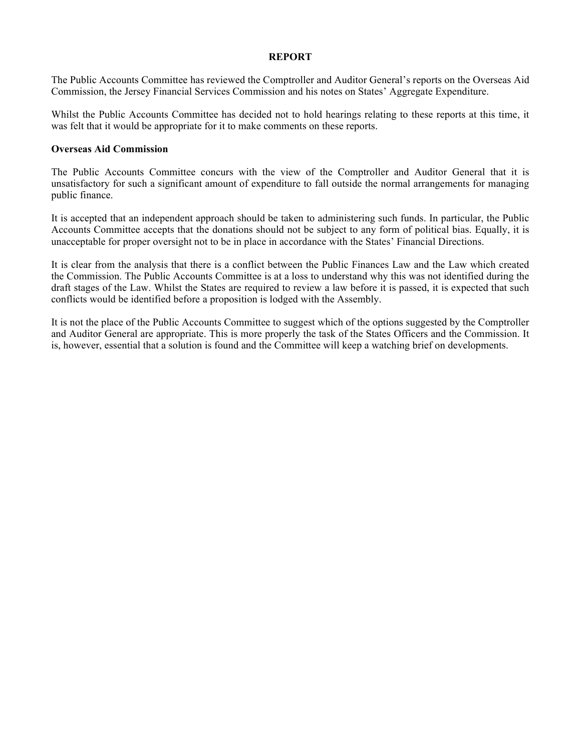# REPORT

The Public Accounts Committee has reviewed the Comptroller and Auditor General's reports on the Overseas Aid Commission, the Jersey Financial Services Commission and his notes on States' Aggregate Expenditure.

Whilst the Public Accounts Committee has decided not to hold hearings relating to these reports at this time, it was felt that it would be appropriate for it to make comments on these reports.

**Overseas Aid Commission**

The Public Accounts Committee concurs with the view of the Comptroller and Auditor General that it is unsatisfactory for such a significant amount of expenditure to fall outside the normal arrangements for managing public finance.

It is accepted that an independent approach should be taken to administering such funds. In particular, the Public Accounts Committee accepts that the donations should not be subject to any form of political bias. Equally, it is unacceptable for proper oversight not to be in place in accordance with the States' Financial Directions.

It is clear from the analysis that there is a conflict between the Public Finances Law and the Law which created the Commission. The Public Accounts Committee is at a loss to understand why this was not identified during the draft stages of the Law. Whilst the States are required to review a law before it is passed, it is expected that such conflicts would be identified before a proposition is lodged with the Assembly.

It is not the place of the Public Accounts Committee to suggest which of the options suggested by the Comptroller and Auditor General are appropriate. This is more properly the task of the States Officers and the Commission. It is, however, essential that a solution is found and the Committee will keep a watching brief on developments.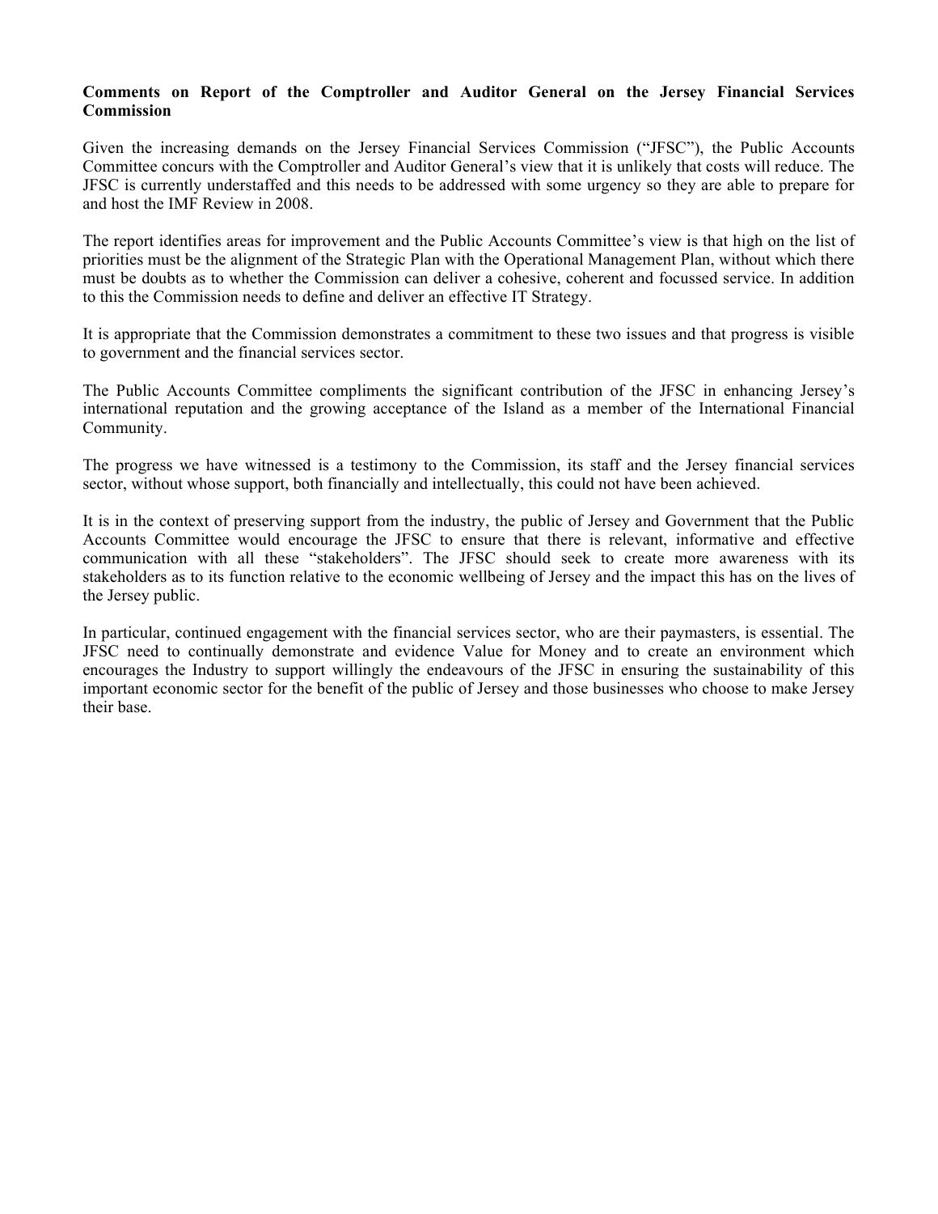**Comments on Report of the Comptroller and Auditor General on the Jersey Financial Services Commission**

Given the increasing demands on the Jersey Financial Services Commission ("JFSC"), the Public Accounts Committee concurs with the Comptroller and Auditor General's view that it is unlikely that costs will reduce. The JFSC is currently understaffed and this needs to be addressed with some urgency so they are able to prepare for and host the IMF Review in 2008.

The report identifies areas for improvement and the Public Accounts Committee's view is that high on the list of priorities must be the alignment of the Strategic Plan with the Operational Management Plan, without which there must be doubts as to whether the Commission can deliver a cohesive, coherent and focussed service. In addition to this the Commission needs to define and deliver an effective IT Strategy.

It is appropriate that the Commission demonstrates a commitment to these two issues and that progress is visible to government and the financial services sector.

The Public Accounts Committee compliments the significant contribution of the JFSC in enhancing Jersey's international reputation and the growing acceptance of the Island as a member of the International Financial Community.

The progress we have witnessed is a testimony to the Commission, its staff and the Jersey financial services sector, without whose support, both financially and intellectually, this could not have been achieved.

It is in the context of preserving support from the industry, the public of Jersey and Government that the Public Accounts Committee would encourage the JFSC to ensure that there is relevant, informative and effective communication with all these "stakeholders". The JFSC should seek to create more awareness with its stakeholders as to its function relative to the economic wellbeing of Jersey and the impact this has on the lives of the Jersey public.

In particular, continued engagement with the financial services sector, who are their paymasters, is essential. The JFSC need to continually demonstrate and evidence Value for Money and to create an environment which encourages the Industry to support willingly the endeavours of the JFSC in ensuring the sustainability of this important economic sector for the benefit of the public of Jersey and those businesses who choose to make Jersey their base.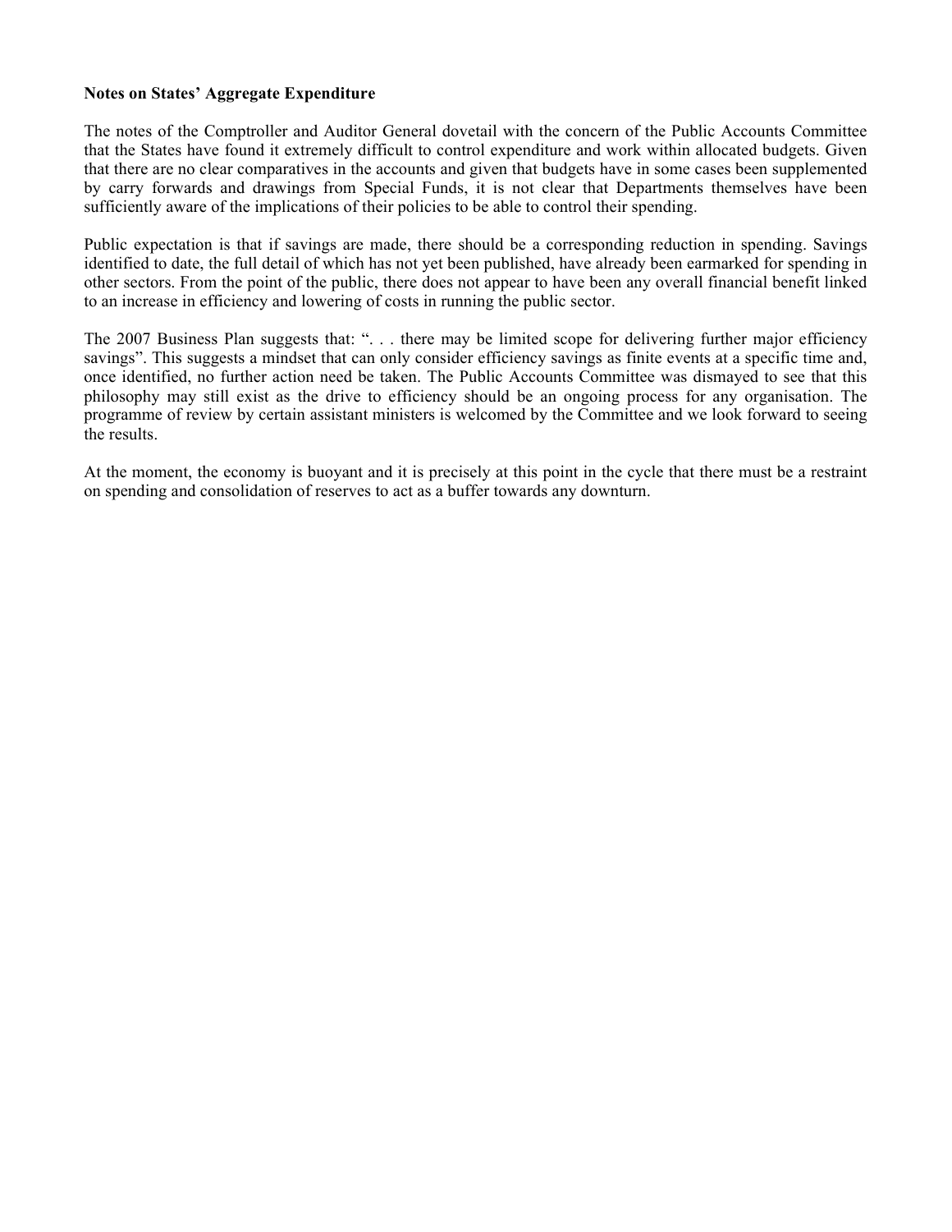**Notes on States' Aggregate Expenditure**

The notes of the Comptroller and Auditor General dovetail with the concern of the Public Accounts Committee that the States have found it extremely difficult to control expenditure and work within allocated budgets. Given that there are no clear comparatives in the accounts and given that budgets have in some cases been supplemented by carry forwards and drawings from Special Funds, it is not clear that Departments themselves have been sufficiently aware of the implications of their policies to be able to control their spending.

Public expectation is that if savings are made, there should be a corresponding reduction in spending. Savings identified to date, the full detail of which has not yet been published, have already been earmarked for spending in other sectors. From the point of the public, there does not appear to have been any overall financial benefit linked to an increase in efficiency and lowering of costs in running the public sector.

The 2007 Business Plan suggests that: ". . . there may be limited scope for delivering further major efficiency savings". This suggests a mindset that can only consider efficiency savings as finite events at a specific time and, once identified, no further action need be taken. The Public Accounts Committee was dismayed to see that this philosophy may still exist as the drive to efficiency should be an ongoing process for any organisation. The programme of review by certain assistant ministers is welcomed by the Committee and we look forward to seeing the results.

At the moment, the economy is buoyant and it is precisely at this point in the cycle that there must be a restraint on spending and consolidation of reserves to act as a buffer towards any downturn.